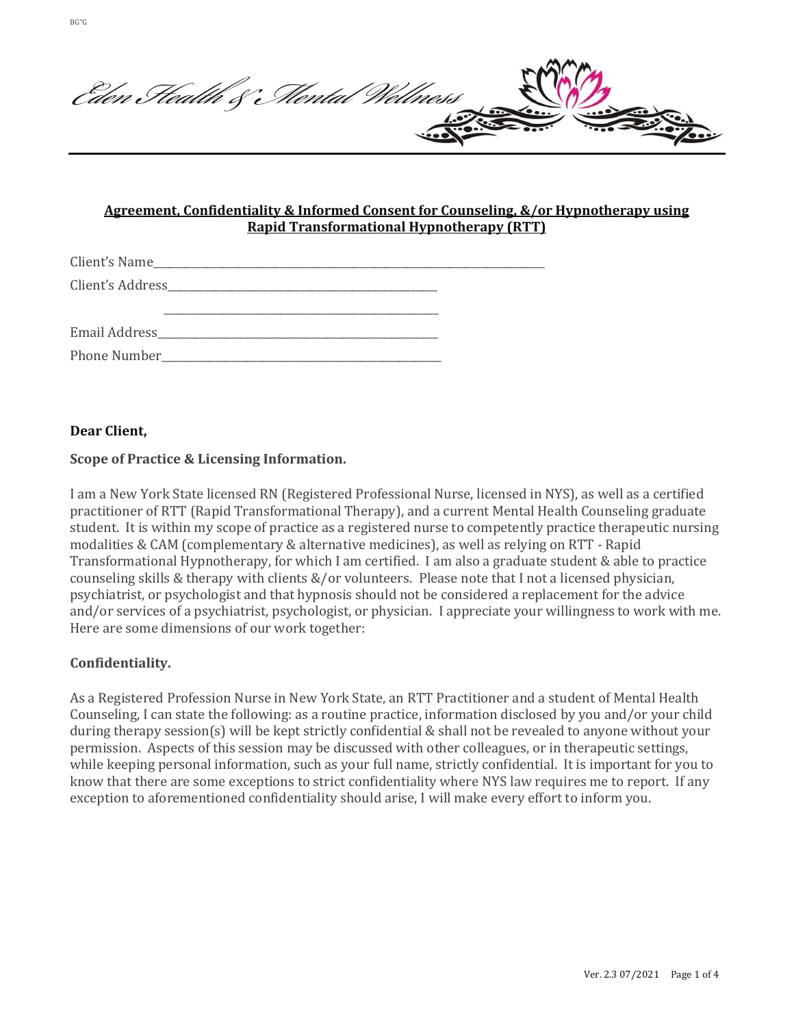Eden Health & Mental Wellness

**Agreement, Confidentiality & Informed Consent for Counseling, &/or Hypnotherapy using Rapid Transformational Hypnotherapy (RTT)**

Client's Name_______________________________________________

Client's Address_____________________________________________

_____________________________________________

Email Address_______________________________________________

Phone Number_______________________________________________

**Dear Client,**

**Scope of Practice & Licensing Information.**

I am a New York State licensed RN (Registered Professional Nurse, licensed in NYS), as well as a certified practitioner of RTT (Rapid Transformational Therapy), and a current Mental Health Counseling graduate student. It is within my scope of practice as a registered nurse to competently practice therapeutic nursing modalities & CAM (complementary & alternative medicines), as well as relying on RTT - Rapid Transformational Hypnotherapy, for which I am certified. I am also a graduate student & able to practice counseling skills & therapy with clients &/or volunteers. Please note that I not a licensed physician, psychiatrist, or psychologist and that hypnosis should not be considered a replacement for the advice and/or services of a psychiatrist, psychologist, or physician. I appreciate your willingness to work with me. Here are some dimensions of our work together:

**Confidentiality.**

As a Registered Profession Nurse in New York State, an RTT Practitioner and a student of Mental Health Counseling, I can state the following: as a routine practice, information disclosed by you and/or your child during therapy session(s) will be kept strictly confidential & shall not be revealed to anyone without your permission. Aspects of this session may be discussed with other colleagues, or in therapeutic settings, while keeping personal information, such as your full name, strictly confidential. It is important for you to know that there are some exceptions to strict confidentiality where NYS law requires me to report. If any exception to aforementioned confidentiality should arise, I will make every effort to inform you.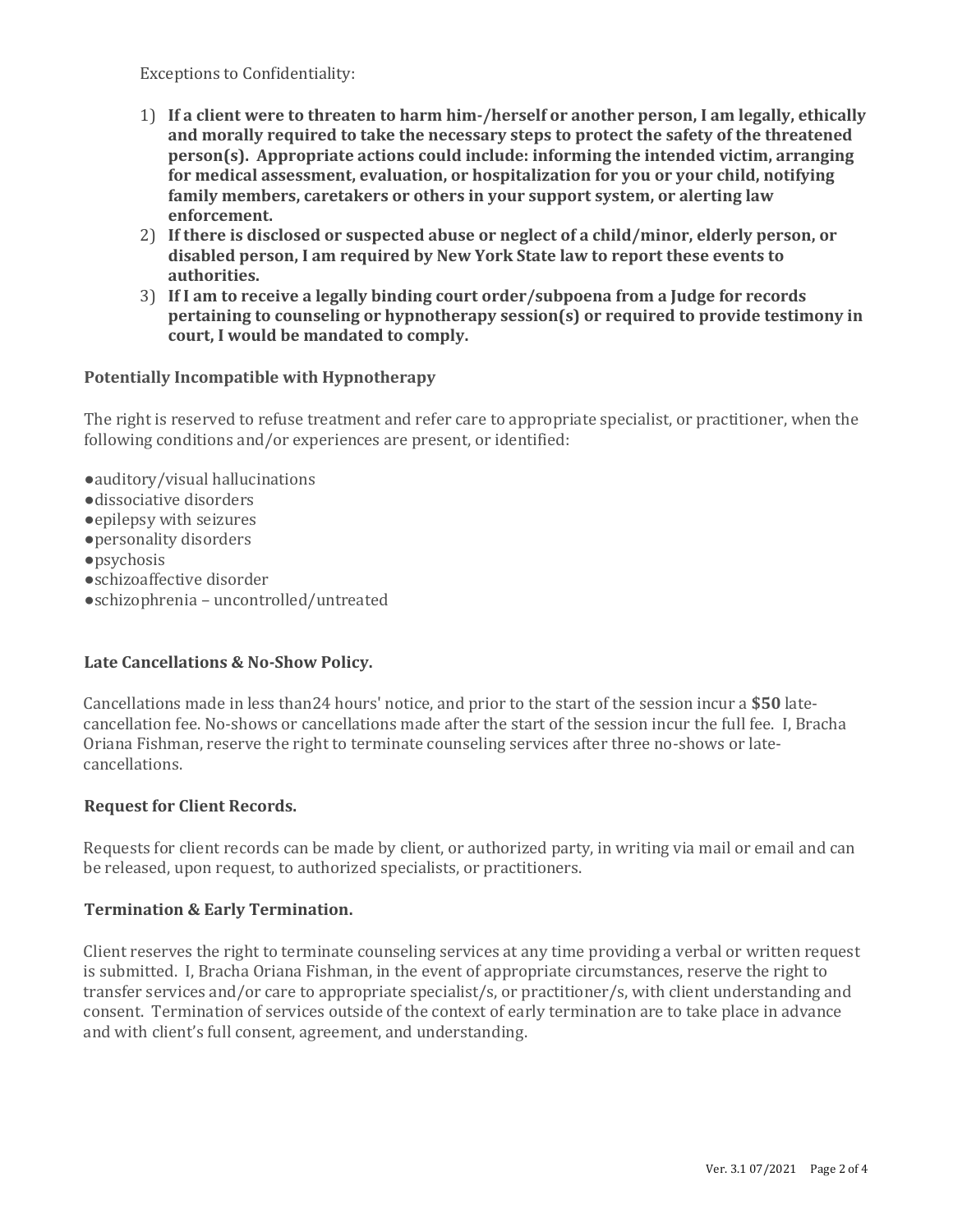Exceptions to Confidentiality:

1) **If a client were to threaten to harm him-/herself or another person, I am legally, ethically and morally required to take the necessary steps to protect the safety of the threatened person(s). Appropriate actions could include: informing the intended victim, arranging for medical assessment, evaluation, or hospitalization for you or your child, notifying family members, caretakers or others in your support system, or alerting law enforcement.**
2) **If there is disclosed or suspected abuse or neglect of a child/minor, elderly person, or disabled person, I am required by New York State law to report these events to authorities.**
3) **If I am to receive a legally binding court order/subpoena from a Judge for records pertaining to counseling or hypnotherapy session(s) or required to provide testimony in court, I would be mandated to comply.**

**Potentially Incompatible with Hypnotherapy**

The right is reserved to refuse treatment and refer care to appropriate specialist, or practitioner, when the following conditions and/or experiences are present, or identified:

- auditory/visual hallucinations
- dissociative disorders
- epilepsy with seizures
- personality disorders
- psychosis
- schizoaffective disorder
- schizophrenia – uncontrolled/untreated

**Late Cancellations & No-Show Policy.**

Cancellations made in less than24 hours' notice, and prior to the start of the session incur a **$50** late-cancellation fee. No-shows or cancellations made after the start of the session incur the full fee. I, Bracha Oriana Fishman, reserve the right to terminate counseling services after three no-shows or late-cancellations.

**Request for Client Records.**

Requests for client records can be made by client, or authorized party, in writing via mail or email and can be released, upon request, to authorized specialists, or practitioners.

**Termination & Early Termination.**

Client reserves the right to terminate counseling services at any time providing a verbal or written request is submitted. I, Bracha Oriana Fishman, in the event of appropriate circumstances, reserve the right to transfer services and/or care to appropriate specialist/s, or practitioner/s, with client understanding and consent. Termination of services outside of the context of early termination are to take place in advance and with client's full consent, agreement, and understanding.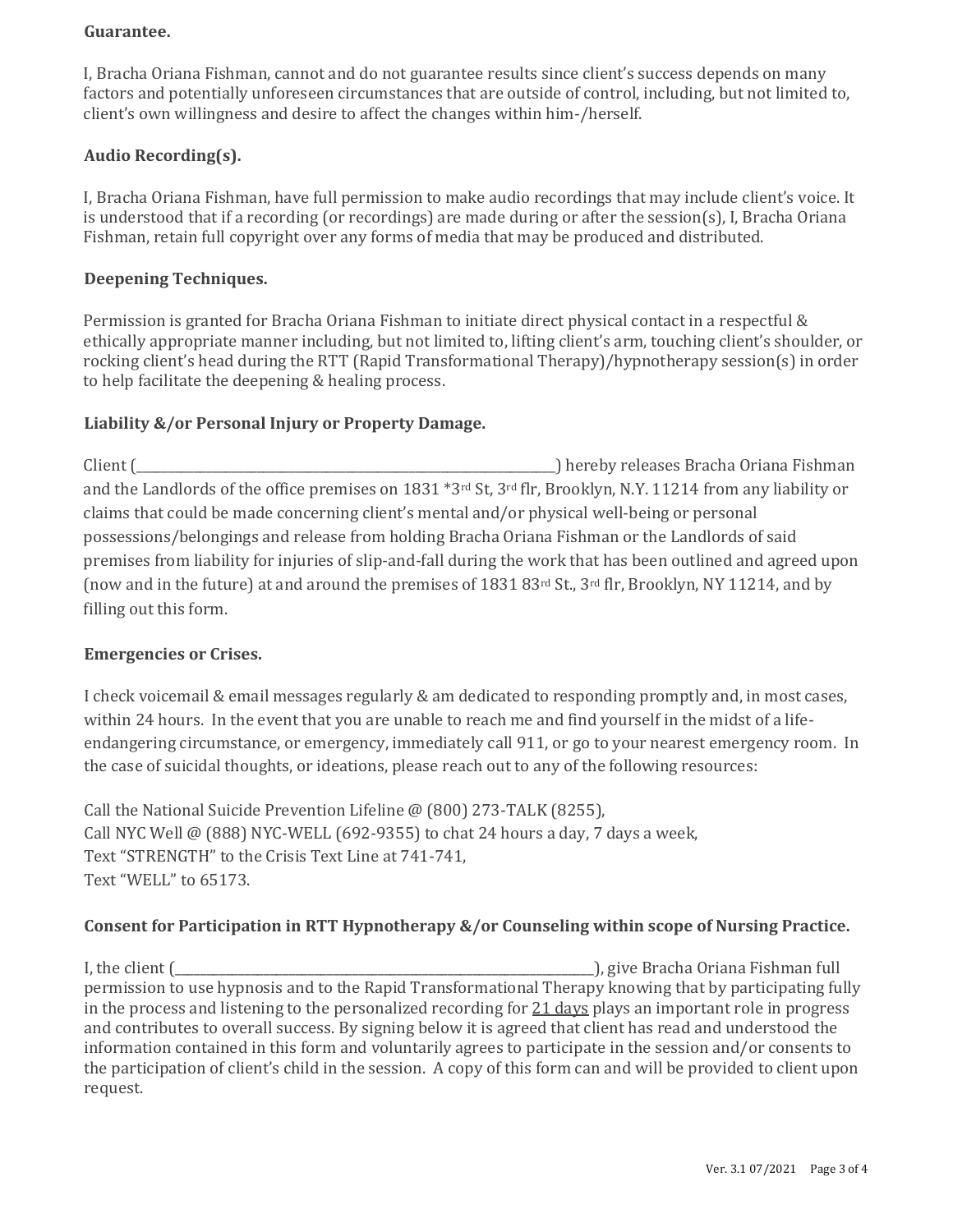**Guarantee.**

I, Bracha Oriana Fishman, cannot and do not guarantee results since client's success depends on many factors and potentially unforeseen circumstances that are outside of control, including, but not limited to, client's own willingness and desire to affect the changes within him-/herself.

**Audio Recording(s).**

I, Bracha Oriana Fishman, have full permission to make audio recordings that may include client's voice. It is understood that if a recording (or recordings) are made during or after the session(s), I, Bracha Oriana Fishman, retain full copyright over any forms of media that may be produced and distributed.

**Deepening Techniques.**

Permission is granted for Bracha Oriana Fishman to initiate direct physical contact in a respectful & ethically appropriate manner including, but not limited to, lifting client's arm, touching client's shoulder, or rocking client's head during the RTT (Rapid Transformational Therapy)/hypnotherapy session(s) in order to help facilitate the deepening & healing process.

**Liability &/or Personal Injury or Property Damage.**

Client (\_\_\_\_\_\_\_\_\_\_\_\_\_\_\_\_\_\_\_\_\_\_\_\_\_\_\_\_\_\_\_\_\_\_\_\_\_\_\_\_\_\_\_\_) hereby releases Bracha Oriana Fishman and the Landlords of the office premises on 1831 *3rd St, 3rd flr, Brooklyn, N.Y. 11214 from any liability or claims that could be made concerning client's mental and/or physical well-being or personal possessions/belongings and release from holding Bracha Oriana Fishman or the Landlords of said premises from liability for injuries of slip-and-fall during the work that has been outlined and agreed upon (now and in the future) at and around the premises of 1831 83rd St., 3rd flr, Brooklyn, NY 11214, and by filling out this form.

**Emergencies or Crises.**

I check voicemail & email messages regularly & am dedicated to responding promptly and, in most cases, within 24 hours. In the event that you are unable to reach me and find yourself in the midst of a life-endangering circumstance, or emergency, immediately call 911, or go to your nearest emergency room. In the case of suicidal thoughts, or ideations, please reach out to any of the following resources:

Call the National Suicide Prevention Lifeline @ (800) 273-TALK (8255),
Call NYC Well @ (888) NYC-WELL (692-9355) to chat 24 hours a day, 7 days a week,
Text "STRENGTH" to the Crisis Text Line at 741-741,
Text "WELL" to 65173.

**Consent for Participation in RTT Hypnotherapy &/or Counseling within scope of Nursing Practice.**

I, the client (\_\_\_\_\_\_\_\_\_\_\_\_\_\_\_\_\_\_\_\_\_\_\_\_\_\_\_\_\_\_\_\_\_\_\_\_\_\_\_\_\_\_\_\_), give Bracha Oriana Fishman full permission to use hypnosis and to the Rapid Transformational Therapy knowing that by participating fully in the process and listening to the personalized recording for <u>21 days</u> plays an important role in progress and contributes to overall success. By signing below it is agreed that client has read and understood the information contained in this form and voluntarily agrees to participate in the session and/or consents to the participation of client's child in the session. A copy of this form can and will be provided to client upon request.

Ver. 3.1 07/2021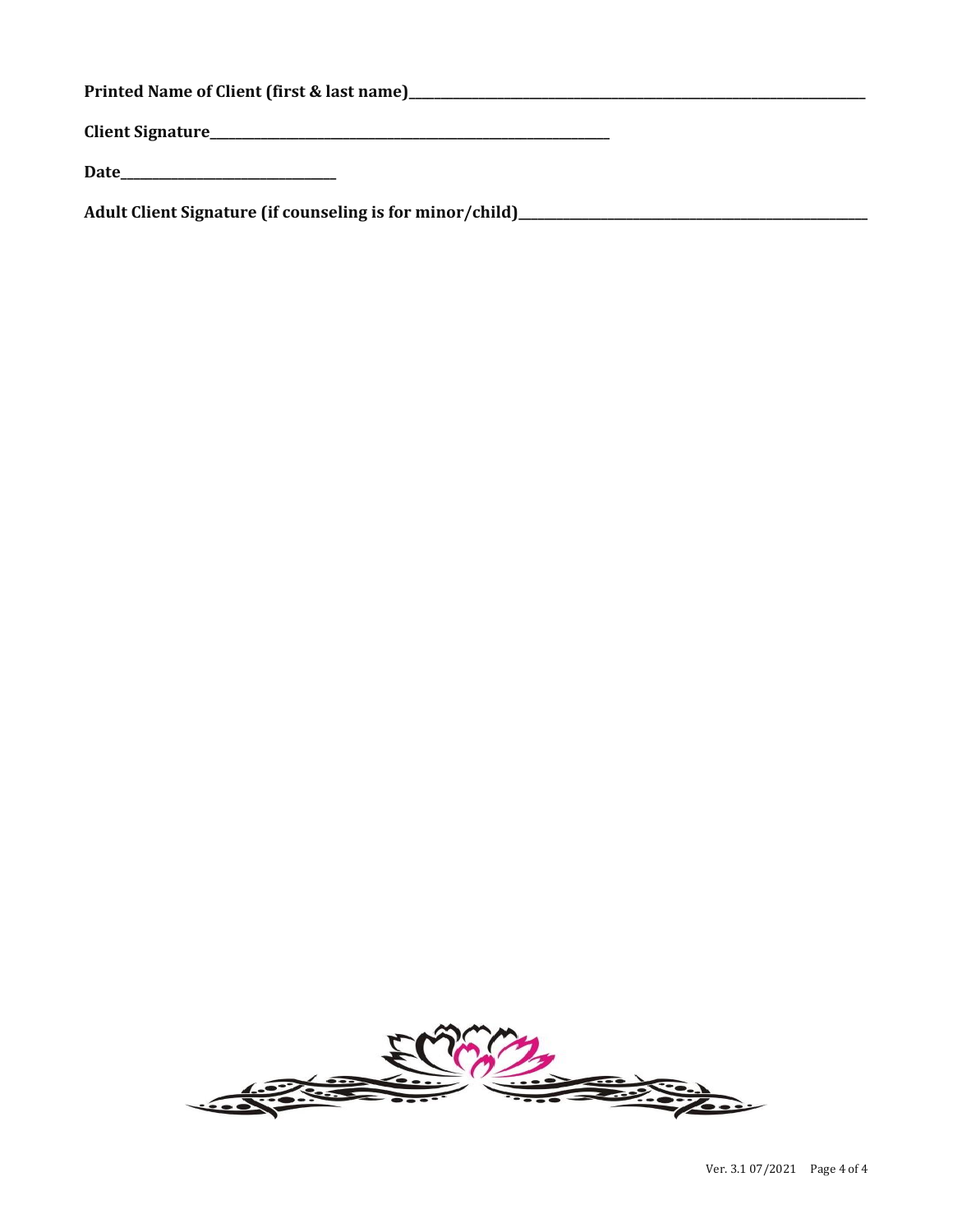**Printed Name of Client (first & last name)**\_\_\_\_\_\_\_\_\_\_\_\_\_\_\_\_\_\_\_\_\_\_\_\_\_\_\_\_\_\_\_\_\_\_\_\_\_\_\_\_

**Client Signature**\_\_\_\_\_\_\_\_\_\_\_\_\_\_\_\_\_\_\_\_\_\_\_\_\_\_\_\_\_\_\_\_\_\_\_\_\_\_\_\_

**Date**\_\_\_\_\_\_\_\_\_\_\_\_\_\_\_\_\_\_\_\_\_\_

**Adult Client Signature (if counseling is for minor/child)**\_\_\_\_\_\_\_\_\_\_\_\_\_\_\_\_\_\_\_\_\_\_\_\_\_\_\_\_\_\_\_\_\_\_

Ver. 3.1 07/2021